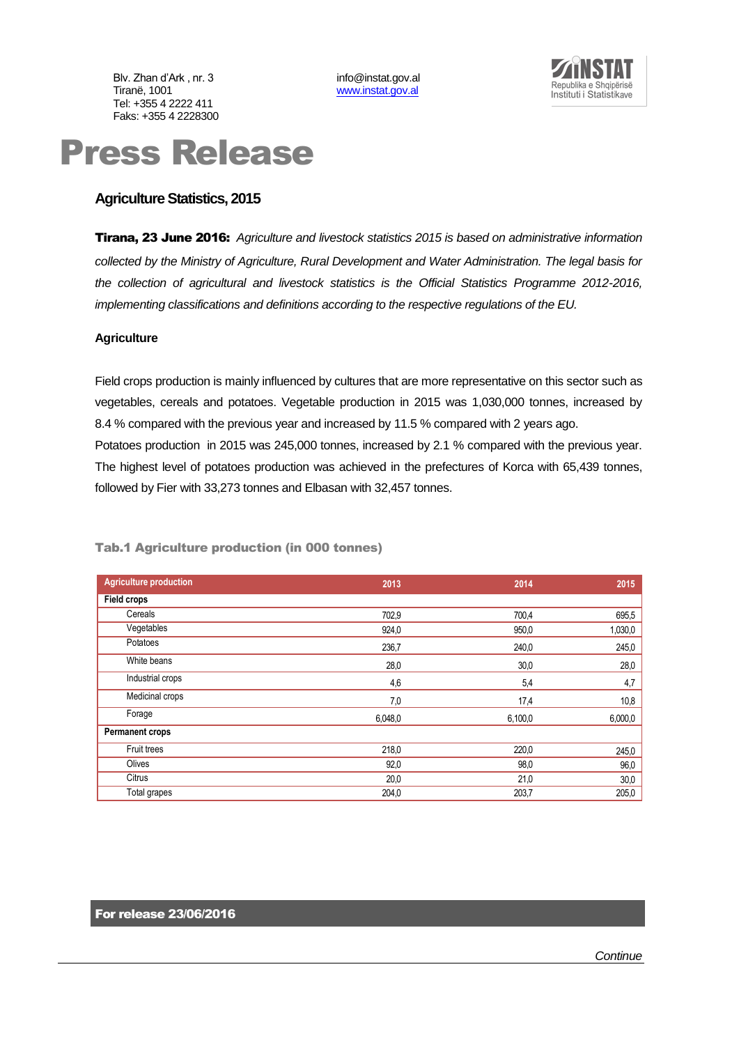Blv. Zhan d'Ark , nr. 3
Tiranë, 1001
Tel: +355 4 2222 411
Faks: +355 4 2228300

info@instat.gov.al
www.instat.gov.al

# Press Release

## Agriculture Statistics, 2015

**Tirana, 23 June 2016:** *Agriculture and livestock statistics 2015 is based on administrative information collected by the Ministry of Agriculture, Rural Development and Water Administration. The legal basis for the collection of agricultural and livestock statistics is the Official Statistics Programme 2012-2016, implementing classifications and definitions according to the respective regulations of the EU.*

### Agriculture

Field crops production is mainly influenced by cultures that are more representative on this sector such as vegetables, cereals and potatoes. Vegetable production in 2015 was 1,030,000 tonnes, increased by 8.4 % compared with the previous year and increased by 11.5 % compared with 2 years ago.
Potatoes production in 2015 was 245,000 tonnes, increased by 2.1 % compared with the previous year. The highest level of potatoes production was achieved in the prefectures of Korca with 65,439 tonnes, followed by Fier with 33,273 tonnes and Elbasan with 32,457 tonnes.

**Tab.1 Agriculture production (in 000 tonnes)**

| Agriculture production | 2013 | 2014 | 2015 |
|---|---|---|---|
| **Field crops** | | | |
| Cereals | 702,9 | 700,4 | 695,5 |
| Vegetables | 924,0 | 950,0 | 1,030,0 |
| Potatoes | 236,7 | 240,0 | 245,0 |
| White beans | 28,0 | 30,0 | 28,0 |
| Industrial crops | 4,6 | 5,4 | 4,7 |
| Medicinal crops | 7,0 | 17,4 | 10,8 |
| Forage | 6,048,0 | 6,100,0 | 6,000,0 |
| **Permanent crops** | | | |
| Fruit trees | 218,0 | 220,0 | 245,0 |
| Olives | 92,0 | 98,0 | 96,0 |
| Citrus | 20,0 | 21,0 | 30,0 |
| Total grapes | 204,0 | 203,7 | 205,0 |

**For release 23/06/2016**

*Continue*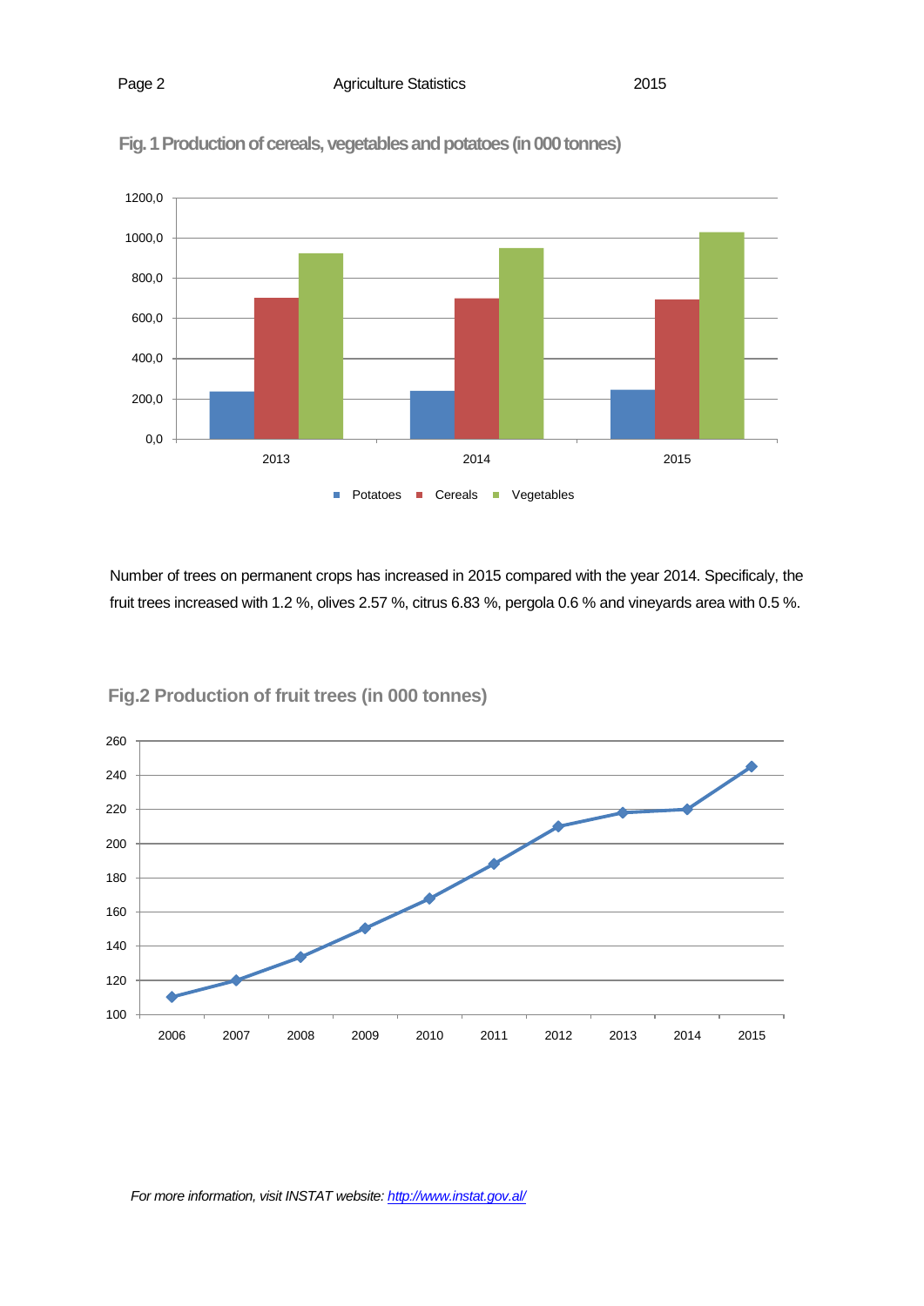**Fig. 1 Production of cereals, vegetables and potatoes (in 000 tonnes)**

Number of trees on permanent crops has increased in 2015 compared with the year 2014. Specificaly, the fruit trees increased with 1.2 %, olives 2.57 %, citrus 6.83 %, pergola 0.6 % and vineyards area with 0.5 %.

**Fig.2 Production of fruit trees (in 000 tonnes)**

*For more information, visit INSTAT website: http://www.instat.gov.al/*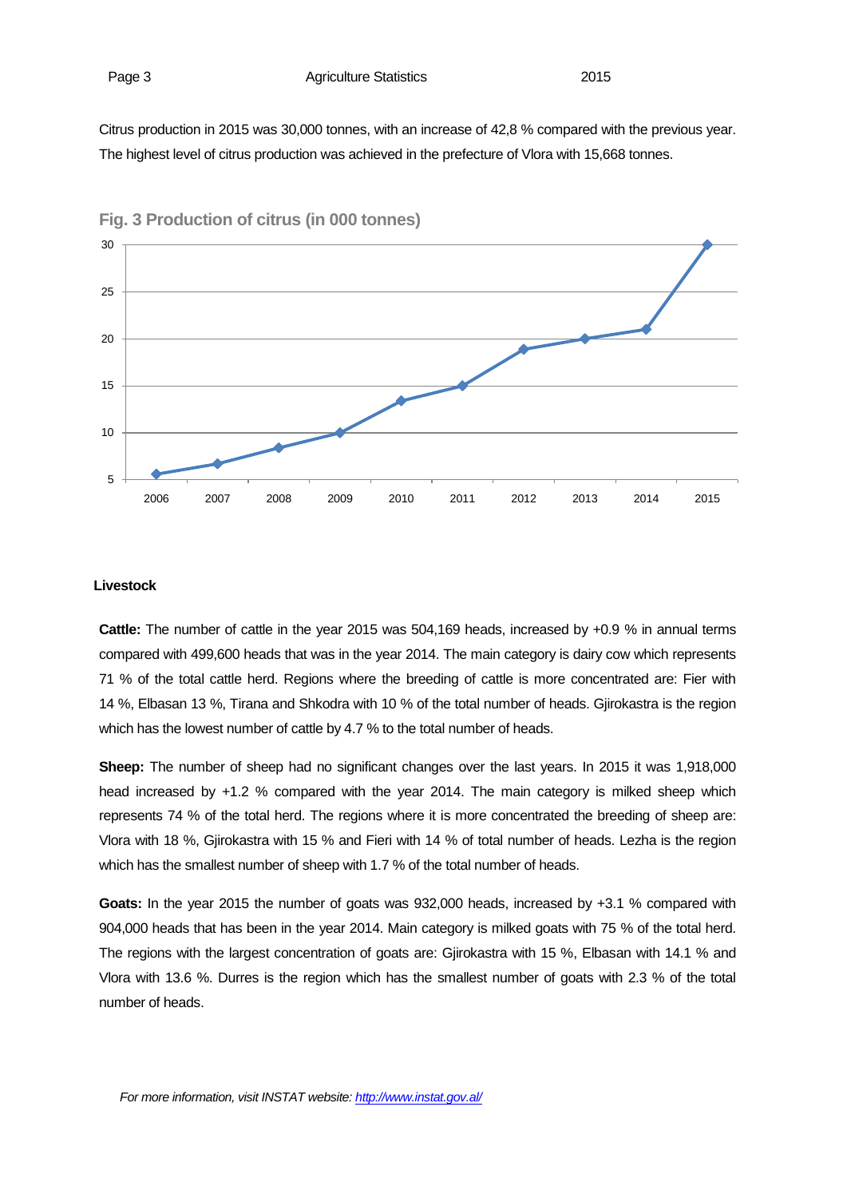Citrus production in 2015 was 30,000 tonnes, with an increase of 42,8 % compared with the previous year. The highest level of citrus production was achieved in the prefecture of Vlora with 15,668 tonnes.

**Fig. 3 Production of citrus (in 000 tonnes)**

## Livestock

**Cattle:** The number of cattle in the year 2015 was 504,169 heads, increased by +0.9 % in annual terms compared with 499,600 heads that was in the year 2014. The main category is dairy cow which represents 71 % of the total cattle herd. Regions where the breeding of cattle is more concentrated are: Fier with 14 %, Elbasan 13 %, Tirana and Shkodra with 10 % of the total number of heads. Gjirokastra is the region which has the lowest number of cattle by 4.7 % to the total number of heads.

**Sheep:** The number of sheep had no significant changes over the last years. In 2015 it was 1,918,000 head increased by +1.2 % compared with the year 2014. The main category is milked sheep which represents 74 % of the total herd. The regions where it is more concentrated the breeding of sheep are: Vlora with 18 %, Gjirokastra with 15 % and Fieri with 14 % of total number of heads. Lezha is the region which has the smallest number of sheep with 1.7 % of the total number of heads.

**Goats:** In the year 2015 the number of goats was 932,000 heads, increased by +3.1 % compared with 904,000 heads that has been in the year 2014. Main category is milked goats with 75 % of the total herd. The regions with the largest concentration of goats are: Gjirokastra with 15 %, Elbasan with 14.1 % and Vlora with 13.6 %. Durres is the region which has the smallest number of goats with 2.3 % of the total number of heads.

*For more information, visit INSTAT website: [http://www.instat.gov.al/](http://www.instat.gov.al/)*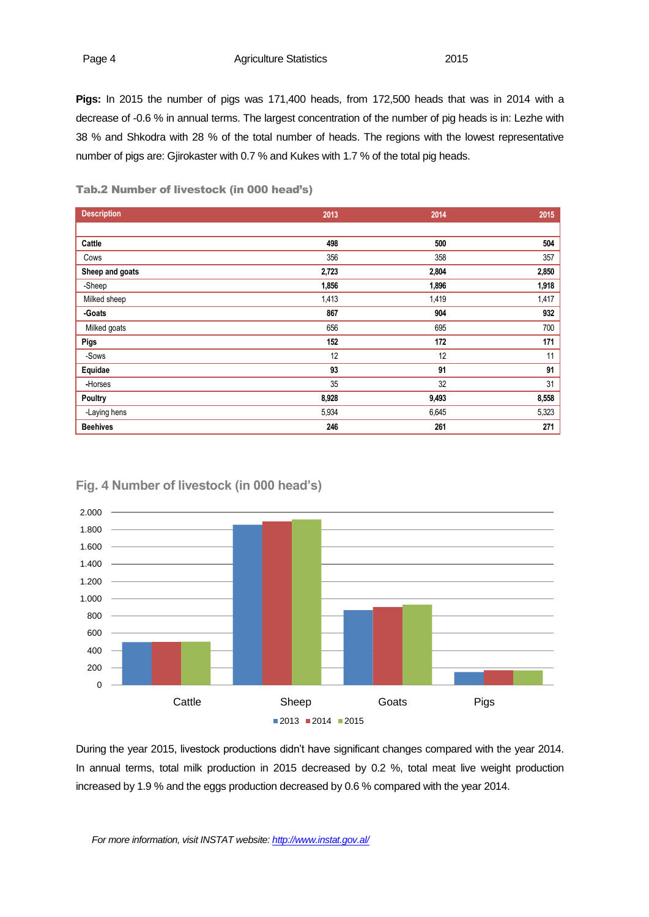**Pigs:** In 2015 the number of pigs was 171,400 heads, from 172,500 heads that was in 2014 with a decrease of -0.6 % in annual terms. The largest concentration of the number of pig heads is in: Lezhe with 38 % and Shkodra with 28 % of the total number of heads. The regions with the lowest representative number of pigs are: Gjirokaster with 0.7 % and Kukes with 1.7 % of the total pig heads.

**Tab.2 Number of livestock (in 000 head's)**

| Description | 2013 | 2014 | 2015 |
|---|---|---|---|
| **Cattle** | **498** | **500** | **504** |
| Cows | 356 | 358 | 357 |
| **Sheep and goats** | **2,723** | **2,804** | **2,850** |
| -Sheep | **1,856** | **1,896** | **1,918** |
| Milked sheep | 1,413 | 1,419 | 1,417 |
| **-Goats** | **867** | **904** | **932** |
| Milked goats | 656 | 695 | 700 |
| **Pigs** | **152** | **172** | **171** |
| -Sows | 12 | 12 | 11 |
| **Equidae** | **93** | **91** | **91** |
| -Horses | 35 | 32 | 31 |
| **Poultry** | **8,928** | **9,493** | **8,558** |
| -Laying hens | 5,934 | 6,645 | 5,323 |
| **Beehives** | **246** | **261** | **271** |

**Fig. 4 Number of livestock (in 000 head's)**

During the year 2015, livestock productions didn't have significant changes compared with the year 2014. In annual terms, total milk production in 2015 decreased by 0.2 %, total meat live weight production increased by 1.9 % and the eggs production decreased by 0.6 % compared with the year 2014.

*For more information, visit INSTAT website: http://www.instat.gov.al/*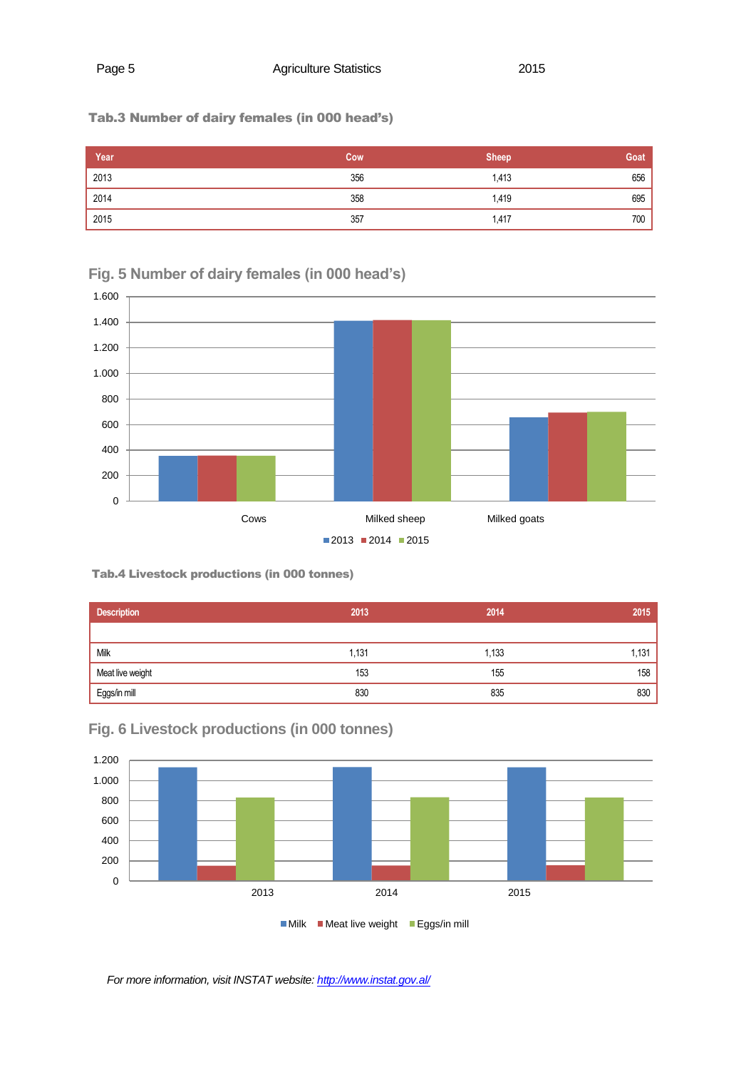**Tab.3 Number of dairy females (in 000 head's)**

| Year | Cow | Sheep | Goat |
|---|---|---|---|
| 2013 | 356 | 1,413 | 656 |
| 2014 | 358 | 1,419 | 695 |
| 2015 | 357 | 1,417 | 700 |

## Fig. 5 Number of dairy females (in 000 head's)

**Tab.4 Livestock productions (in 000 tonnes)**

| Description | 2013 | 2014 | 2015 |
|---|---|---|---|
| | | | |
| Milk | 1,131 | 1,133 | 1,131 |
| Meat live weight | 153 | 155 | 158 |
| Eggs/in mill | 830 | 835 | 830 |

## Fig. 6 Livestock productions (in 000 tonnes)

*For more information, visit INSTAT website: http://www.instat.gov.al/*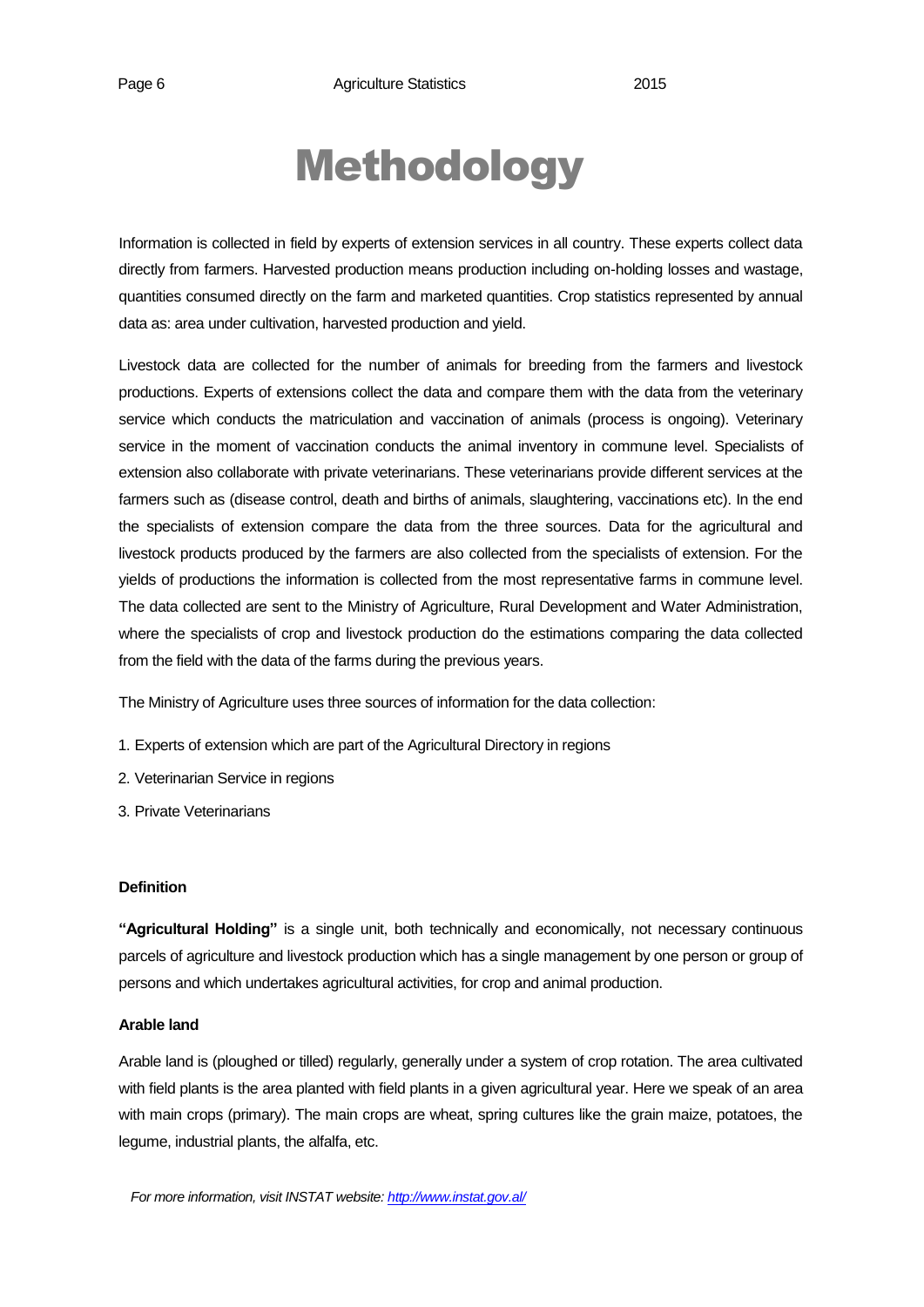# Methodology

Information is collected in field by experts of extension services in all country. These experts collect data directly from farmers. Harvested production means production including on-holding losses and wastage, quantities consumed directly on the farm and marketed quantities. Crop statistics represented by annual data as: area under cultivation, harvested production and yield.

Livestock data are collected for the number of animals for breeding from the farmers and livestock productions. Experts of extensions collect the data and compare them with the data from the veterinary service which conducts the matriculation and vaccination of animals (process is ongoing). Veterinary service in the moment of vaccination conducts the animal inventory in commune level. Specialists of extension also collaborate with private veterinarians. These veterinarians provide different services at the farmers such as (disease control, death and births of animals, slaughtering, vaccinations etc). In the end the specialists of extension compare the data from the three sources. Data for the agricultural and livestock products produced by the farmers are also collected from the specialists of extension. For the yields of productions the information is collected from the most representative farms in commune level. The data collected are sent to the Ministry of Agriculture, Rural Development and Water Administration, where the specialists of crop and livestock production do the estimations comparing the data collected from the field with the data of the farms during the previous years.

The Ministry of Agriculture uses three sources of information for the data collection:

1. Experts of extension which are part of the Agricultural Directory in regions
2. Veterinarian Service in regions
3. Private Veterinarians

**Definition**

**"Agricultural Holding"** is a single unit, both technically and economically, not necessary continuous parcels of agriculture and livestock production which has a single management by one person or group of persons and which undertakes agricultural activities, for crop and animal production.

**Arable land**

Arable land is (ploughed or tilled) regularly, generally under a system of crop rotation. The area cultivated with field plants is the area planted with field plants in a given agricultural year. Here we speak of an area with main crops (primary). The main crops are wheat, spring cultures like the grain maize, potatoes, the legume, industrial plants, the alfalfa, etc.

*For more information, visit INSTAT website: http://www.instat.gov.al/*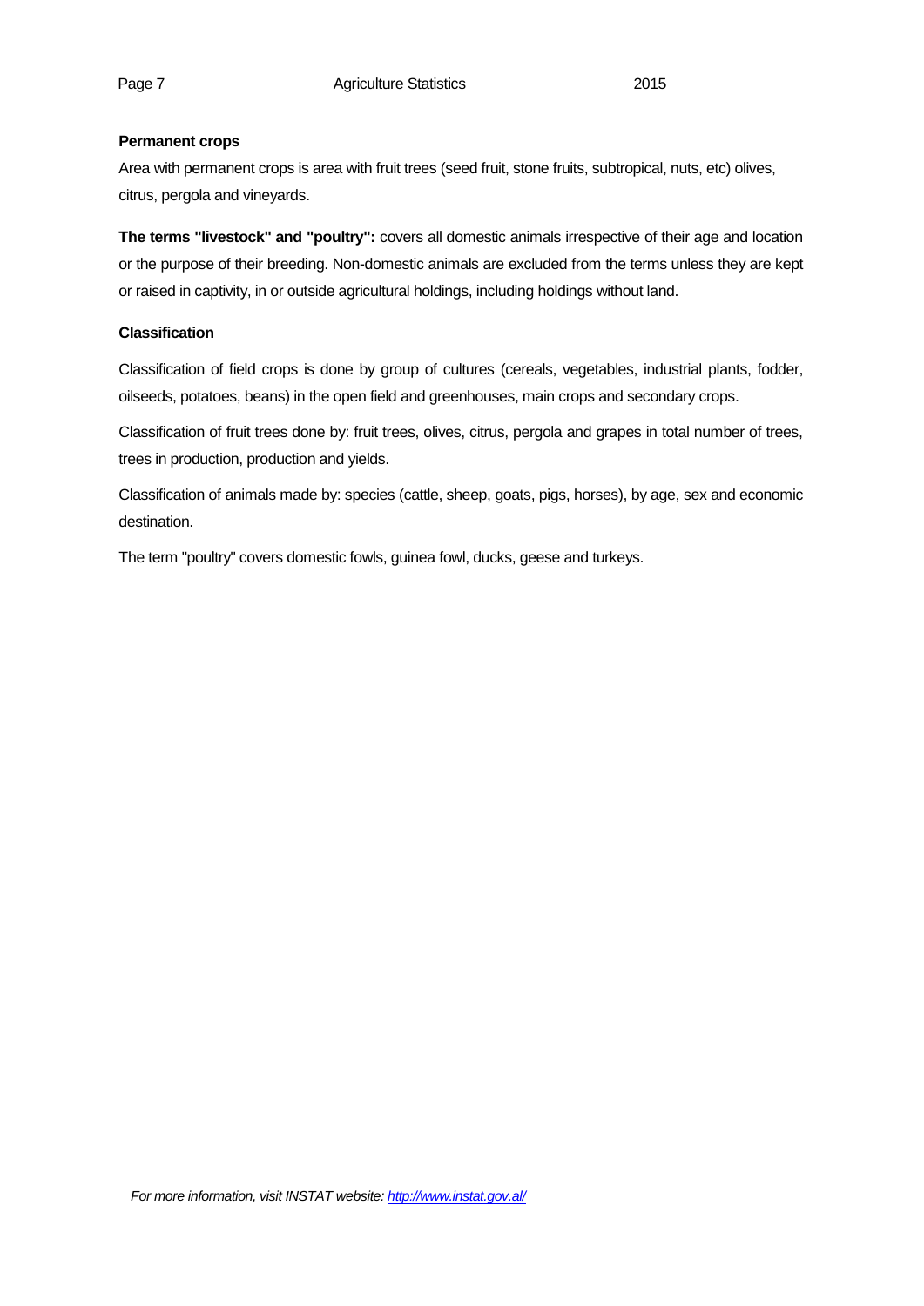**Permanent crops**

Area with permanent crops is area with fruit trees (seed fruit, stone fruits, subtropical, nuts, etc) olives, citrus, pergola and vineyards.

**The terms "livestock" and "poultry":** covers all domestic animals irrespective of their age and location or the purpose of their breeding. Non-domestic animals are excluded from the terms unless they are kept or raised in captivity, in or outside agricultural holdings, including holdings without land.

**Classification**

Classification of field crops is done by group of cultures (cereals, vegetables, industrial plants, fodder, oilseeds, potatoes, beans) in the open field and greenhouses, main crops and secondary crops.

Classification of fruit trees done by: fruit trees, olives, citrus, pergola and grapes in total number of trees, trees in production, production and yields.

Classification of animals made by: species (cattle, sheep, goats, pigs, horses), by age, sex and economic destination.

The term "poultry" covers domestic fowls, guinea fowl, ducks, geese and turkeys.

*For more information, visit INSTAT website: http://www.instat.gov.al/*